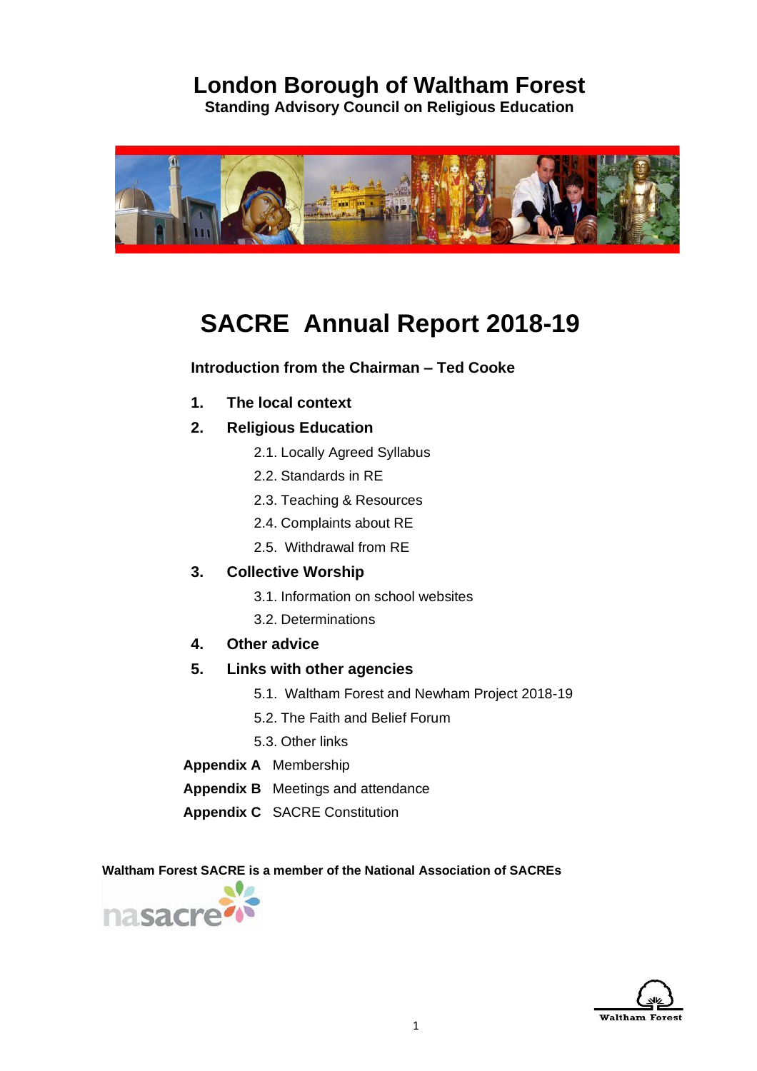# London Borough of Waltham Forest

**Standing Advisory Council on Religious Education**

# SACRE Annual Report 2018-19

**Introduction from the Chairman – Ted Cooke**

1. **The local context**
2. **Religious Education**
    - 2.1. Locally Agreed Syllabus
    - 2.2. Standards in RE
    - 2.3. Teaching & Resources
    - 2.4. Complaints about RE
    - 2.5. Withdrawal from RE
3. **Collective Worship**
    - 3.1. Information on school websites
    - 3.2. Determinations
4. **Other advice**
5. **Links with other agencies**
    - 5.1. Waltham Forest and Newham Project 2018-19
    - 5.2. The Faith and Belief Forum
    - 5.3. Other links

**Appendix A** Membership

**Appendix B** Meetings and attendance

**Appendix C** SACRE Constitution

**Waltham Forest SACRE is a member of the National Association of SACREs**

nasacre

Waltham Forest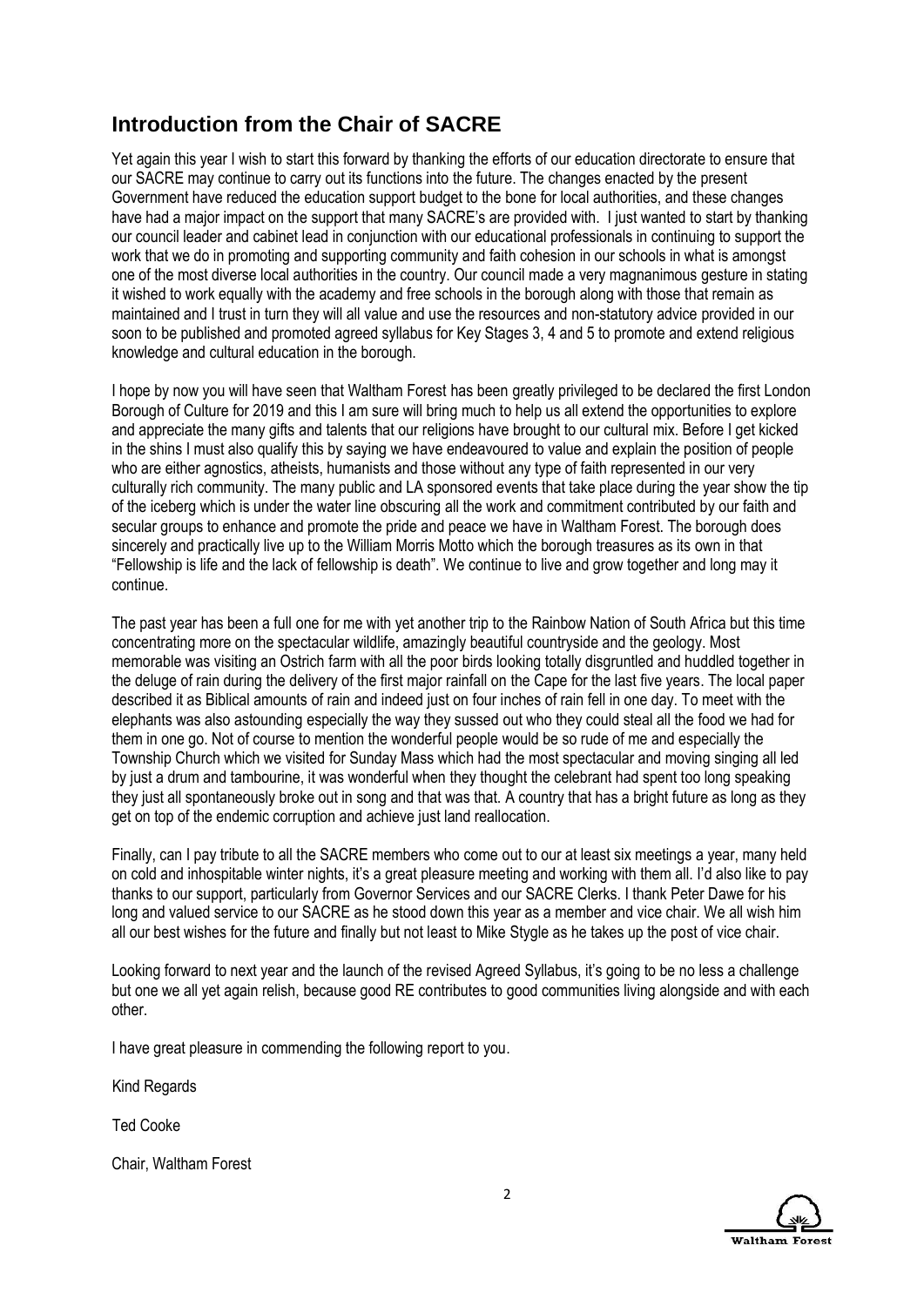## Introduction from the Chair of SACRE

Yet again this year I wish to start this forward by thanking the efforts of our education directorate to ensure that our SACRE may continue to carry out its functions into the future. The changes enacted by the present Government have reduced the education support budget to the bone for local authorities, and these changes have had a major impact on the support that many SACRE's are provided with. I just wanted to start by thanking our council leader and cabinet lead in conjunction with our educational professionals in continuing to support the work that we do in promoting and supporting community and faith cohesion in our schools in what is amongst one of the most diverse local authorities in the country. Our council made a very magnanimous gesture in stating it wished to work equally with the academy and free schools in the borough along with those that remain as maintained and I trust in turn they will all value and use the resources and non-statutory advice provided in our soon to be published and promoted agreed syllabus for Key Stages 3, 4 and 5 to promote and extend religious knowledge and cultural education in the borough.

I hope by now you will have seen that Waltham Forest has been greatly privileged to be declared the first London Borough of Culture for 2019 and this I am sure will bring much to help us all extend the opportunities to explore and appreciate the many gifts and talents that our religions have brought to our cultural mix. Before I get kicked in the shins I must also qualify this by saying we have endeavoured to value and explain the position of people who are either agnostics, atheists, humanists and those without any type of faith represented in our very culturally rich community. The many public and LA sponsored events that take place during the year show the tip of the iceberg which is under the water line obscuring all the work and commitment contributed by our faith and secular groups to enhance and promote the pride and peace we have in Waltham Forest. The borough does sincerely and practically live up to the William Morris Motto which the borough treasures as its own in that "Fellowship is life and the lack of fellowship is death". We continue to live and grow together and long may it continue.

The past year has been a full one for me with yet another trip to the Rainbow Nation of South Africa but this time concentrating more on the spectacular wildlife, amazingly beautiful countryside and the geology. Most memorable was visiting an Ostrich farm with all the poor birds looking totally disgruntled and huddled together in the deluge of rain during the delivery of the first major rainfall on the Cape for the last five years. The local paper described it as Biblical amounts of rain and indeed just on four inches of rain fell in one day. To meet with the elephants was also astounding especially the way they sussed out who they could steal all the food we had for them in one go. Not of course to mention the wonderful people would be so rude of me and especially the Township Church which we visited for Sunday Mass which had the most spectacular and moving singing all led by just a drum and tambourine, it was wonderful when they thought the celebrant had spent too long speaking they just all spontaneously broke out in song and that was that. A country that has a bright future as long as they get on top of the endemic corruption and achieve just land reallocation.

Finally, can I pay tribute to all the SACRE members who come out to our at least six meetings a year, many held on cold and inhospitable winter nights, it's a great pleasure meeting and working with them all. I'd also like to pay thanks to our support, particularly from Governor Services and our SACRE Clerks. I thank Peter Dawe for his long and valued service to our SACRE as he stood down this year as a member and vice chair. We all wish him all our best wishes for the future and finally but not least to Mike Stygle as he takes up the post of vice chair.

Looking forward to next year and the launch of the revised Agreed Syllabus, it's going to be no less a challenge but one we all yet again relish, because good RE contributes to good communities living alongside and with each other.

I have great pleasure in commending the following report to you.

Kind Regards

Ted Cooke

Chair, Waltham Forest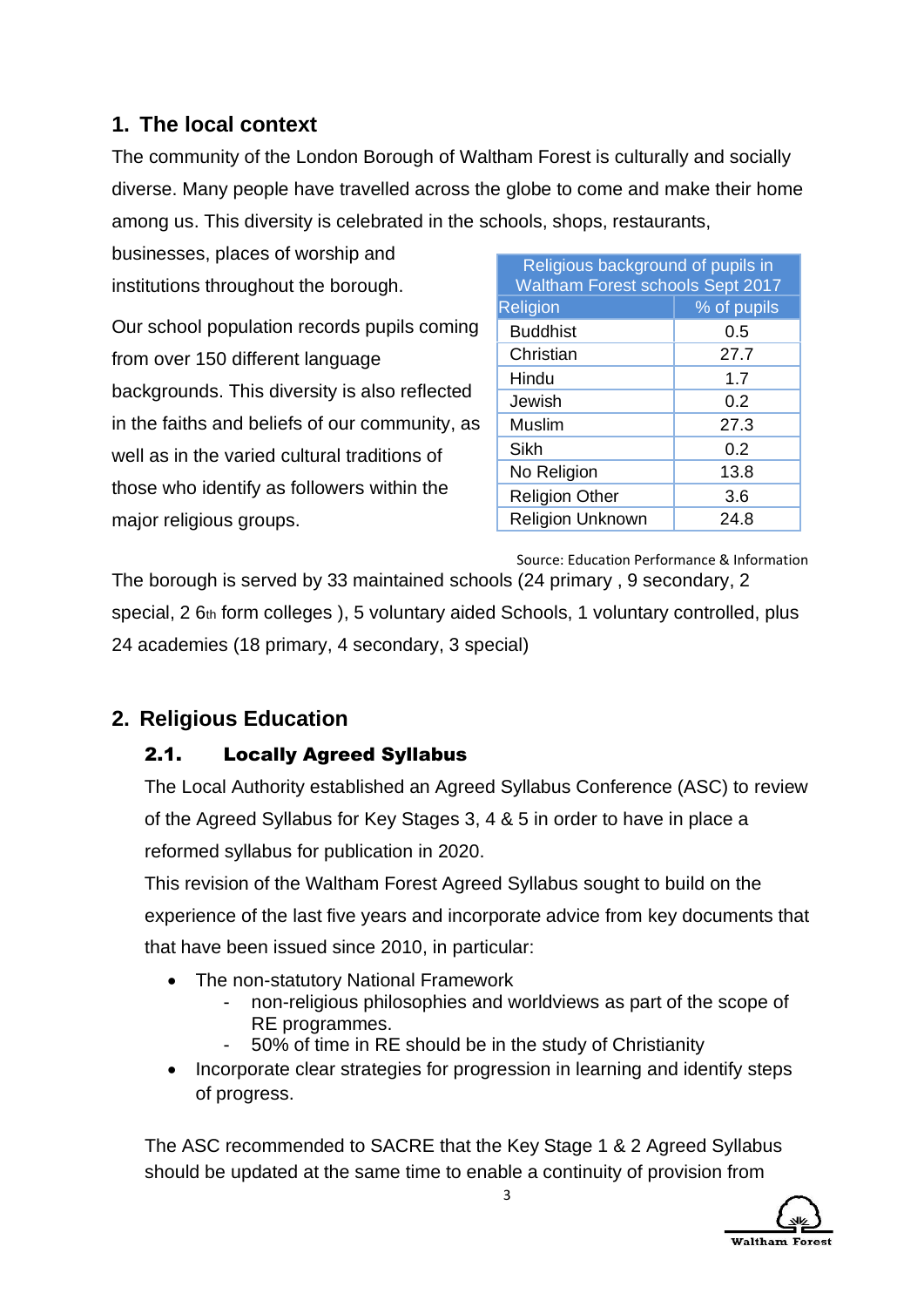## 1. The local context

The community of the London Borough of Waltham Forest is culturally and socially diverse. Many people have travelled across the globe to come and make their home among us. This diversity is celebrated in the schools, shops, restaurants, businesses, places of worship and institutions throughout the borough.

Our school population records pupils coming from over 150 different language backgrounds. This diversity is also reflected in the faiths and beliefs of our community, as well as in the varied cultural traditions of those who identify as followers within the major religious groups.

| Religious background of pupils in Waltham Forest schools Sept 2017 | |
|---|---|
| Religion | % of pupils |
| Buddhist | 0.5 |
| Christian | 27.7 |
| Hindu | 1.7 |
| Jewish | 0.2 |
| Muslim | 27.3 |
| Sikh | 0.2 |
| No Religion | 13.8 |
| Religion Other | 3.6 |
| Religion Unknown | 24.8 |

Source: Education Performance & Information

The borough is served by 33 maintained schools (24 primary , 9 secondary, 2 special, 2 6th form colleges ), 5 voluntary aided Schools, 1 voluntary controlled, plus 24 academies (18 primary, 4 secondary, 3 special)

## 2. Religious Education

### 2.1. Locally Agreed Syllabus

The Local Authority established an Agreed Syllabus Conference (ASC) to review of the Agreed Syllabus for Key Stages 3, 4 & 5 in order to have in place a reformed syllabus for publication in 2020.

This revision of the Waltham Forest Agreed Syllabus sought to build on the experience of the last five years and incorporate advice from key documents that that have been issued since 2010, in particular:

- The non-statutory National Framework
  - non-religious philosophies and worldviews as part of the scope of RE programmes.
  - 50% of time in RE should be in the study of Christianity
- Incorporate clear strategies for progression in learning and identify steps of progress.

The ASC recommended to SACRE that the Key Stage 1 & 2 Agreed Syllabus should be updated at the same time to enable a continuity of provision from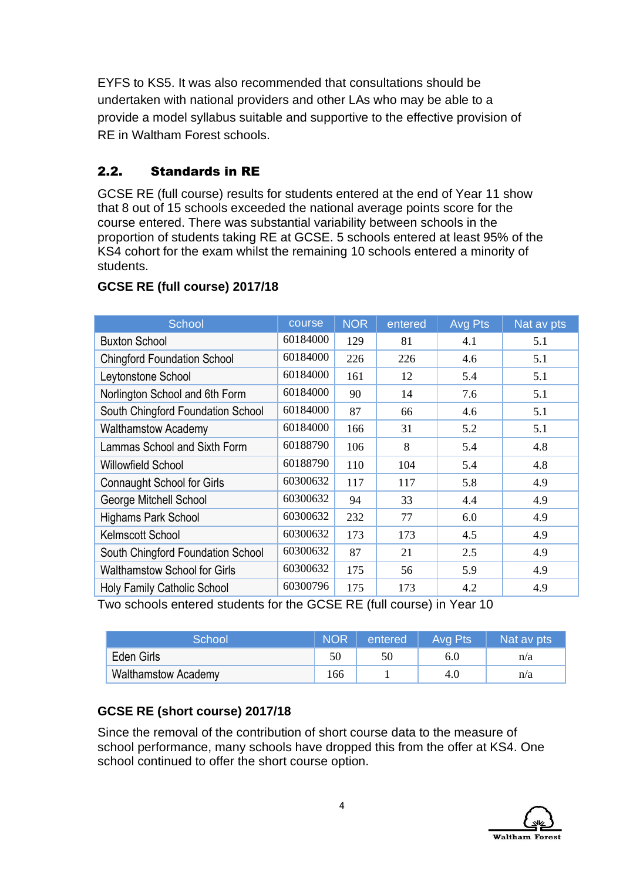EYFS to KS5. It was also recommended that consultations should be undertaken with national providers and other LAs who may be able to a provide a model syllabus suitable and supportive to the effective provision of RE in Waltham Forest schools.

## 2.2. Standards in RE

GCSE RE (full course) results for students entered at the end of Year 11 show that 8 out of 15 schools exceeded the national average points score for the course entered. There was substantial variability between schools in the proportion of students taking RE at GCSE. 5 schools entered at least 95% of the KS4 cohort for the exam whilst the remaining 10 schools entered a minority of students.

### GCSE RE (full course) 2017/18

| School | course | NOR | entered | Avg Pts | Nat av pts |
|---|---|---|---|---|---|
| Buxton School | 60184000 | 129 | 81 | 4.1 | 5.1 |
| Chingford Foundation School | 60184000 | 226 | 226 | 4.6 | 5.1 |
| Leytonstone School | 60184000 | 161 | 12 | 5.4 | 5.1 |
| Norlington School and 6th Form | 60184000 | 90 | 14 | 7.6 | 5.1 |
| South Chingford Foundation School | 60184000 | 87 | 66 | 4.6 | 5.1 |
| Walthamstow Academy | 60184000 | 166 | 31 | 5.2 | 5.1 |
| Lammas School and Sixth Form | 60188790 | 106 | 8 | 5.4 | 4.8 |
| Willowfield School | 60188790 | 110 | 104 | 5.4 | 4.8 |
| Connaught School for Girls | 60300632 | 117 | 117 | 5.8 | 4.9 |
| George Mitchell School | 60300632 | 94 | 33 | 4.4 | 4.9 |
| Highams Park School | 60300632 | 232 | 77 | 6.0 | 4.9 |
| Kelmscott School | 60300632 | 173 | 173 | 4.5 | 4.9 |
| South Chingford Foundation School | 60300632 | 87 | 21 | 2.5 | 4.9 |
| Walthamstow School for Girls | 60300632 | 175 | 56 | 5.9 | 4.9 |
| Holy Family Catholic School | 60300796 | 175 | 173 | 4.2 | 4.9 |

Two schools entered students for the GCSE RE (full course) in Year 10

| School | NOR | entered | Avg Pts | Nat av pts |
|---|---|---|---|---|
| Eden Girls | 50 | 50 | 6.0 | n/a |
| Walthamstow Academy | 166 | 1 | 4.0 | n/a |

### GCSE RE (short course) 2017/18

Since the removal of the contribution of short course data to the measure of school performance, many schools have dropped this from the offer at KS4. One school continued to offer the short course option.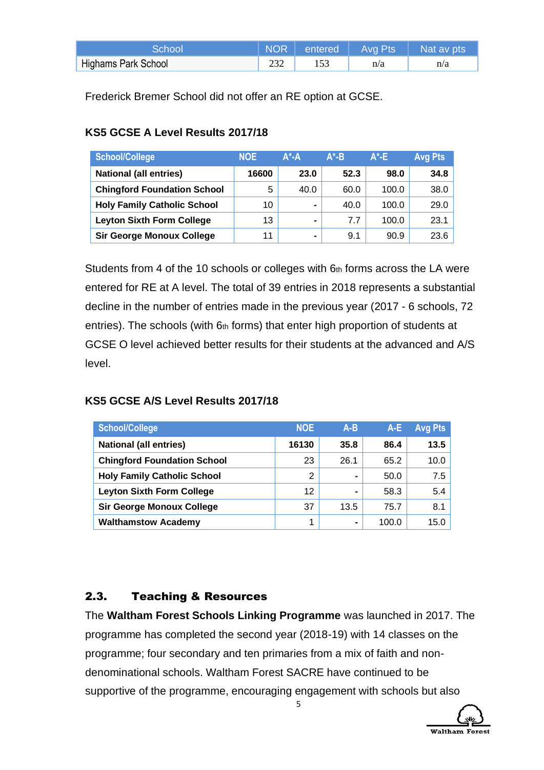| School | NOR | entered | Avg Pts | Nat av pts |
|---|---|---|---|---|
| Highams Park School | 232 | 153 | n/a | n/a |

Frederick Bremer School did not offer an RE option at GCSE.

### KS5 GCSE A Level Results 2017/18

| School/College | NOE | A*-A | A*-B | A*-E | Avg Pts |
|---|---|---|---|---|---|
| **National (all entries)** | **16600** | **23.0** | **52.3** | **98.0** | **34.8** |
| **Chingford Foundation School** | 5 | 40.0 | 60.0 | 100.0 | 38.0 |
| **Holy Family Catholic School** | 10 | - | 40.0 | 100.0 | 29.0 |
| **Leyton Sixth Form College** | 13 | - | 7.7 | 100.0 | 23.1 |
| **Sir George Monoux College** | 11 | - | 9.1 | 90.9 | 23.6 |

Students from 4 of the 10 schools or colleges with 6th forms across the LA were entered for RE at A level. The total of 39 entries in 2018 represents a substantial decline in the number of entries made in the previous year (2017 - 6 schools, 72 entries). The schools (with 6th forms) that enter high proportion of students at GCSE O level achieved better results for their students at the advanced and A/S level.

### KS5 GCSE A/S Level Results 2017/18

| School/College | NOE | A-B | A-E | Avg Pts |
|---|---|---|---|---|
| **National (all entries)** | **16130** | **35.8** | **86.4** | **13.5** |
| **Chingford Foundation School** | 23 | 26.1 | 65.2 | 10.0 |
| **Holy Family Catholic School** | 2 | - | 50.0 | 7.5 |
| **Leyton Sixth Form College** | 12 | - | 58.3 | 5.4 |
| **Sir George Monoux College** | 37 | 13.5 | 75.7 | 8.1 |
| **Walthamstow Academy** | 1 | - | 100.0 | 15.0 |

## 2.3. Teaching & Resources

The **Waltham Forest Schools Linking Programme** was launched in 2017. The programme has completed the second year (2018-19) with 14 classes on the programme; four secondary and ten primaries from a mix of faith and non-denominational schools. Waltham Forest SACRE have continued to be supportive of the programme, encouraging engagement with schools but also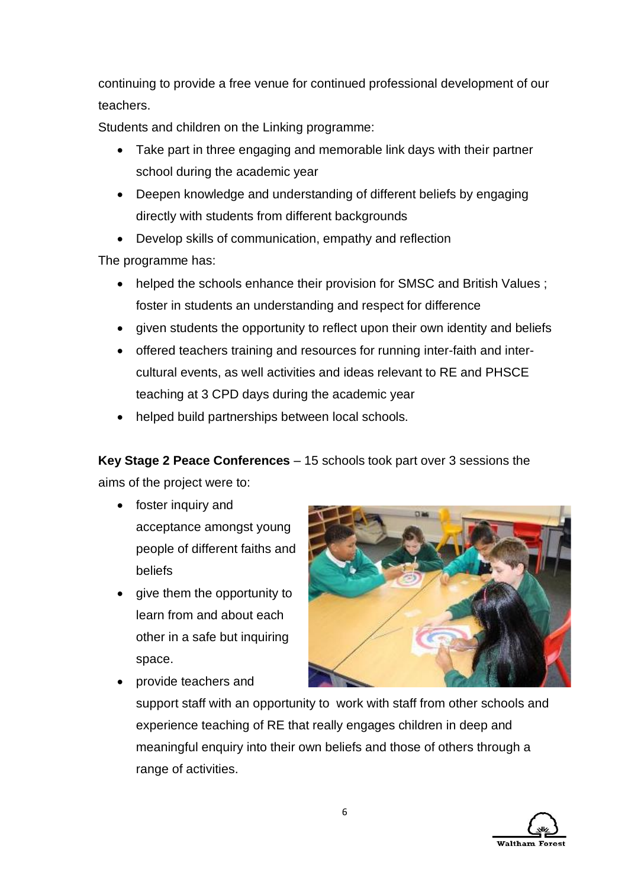continuing to provide a free venue for continued professional development of our teachers.

Students and children on the Linking programme:

- Take part in three engaging and memorable link days with their partner school during the academic year
- Deepen knowledge and understanding of different beliefs by engaging directly with students from different backgrounds
- Develop skills of communication, empathy and reflection

The programme has:

- helped the schools enhance their provision for SMSC and British Values ; foster in students an understanding and respect for difference
- given students the opportunity to reflect upon their own identity and beliefs
- offered teachers training and resources for running inter-faith and inter-cultural events, as well activities and ideas relevant to RE and PHSCE teaching at 3 CPD days during the academic year
- helped build partnerships between local schools.

**Key Stage 2 Peace Conferences** – 15 schools took part over 3 sessions the aims of the project were to:

- foster inquiry and acceptance amongst young people of different faiths and beliefs
- give them the opportunity to learn from and about each other in a safe but inquiring space.
- provide teachers and support staff with an opportunity to work with staff from other schools and experience teaching of RE that really engages children in deep and meaningful enquiry into their own beliefs and those of others through a range of activities.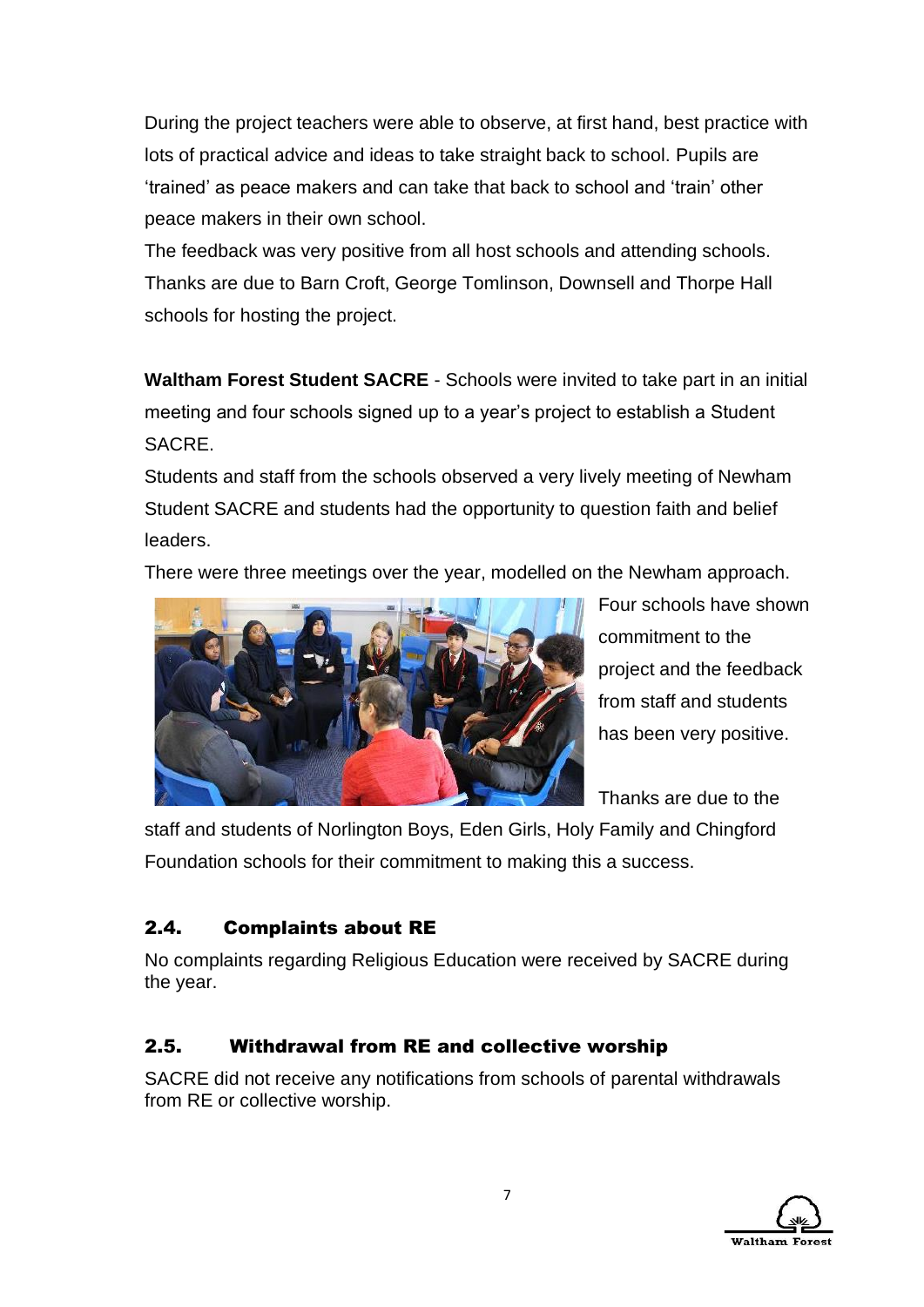During the project teachers were able to observe, at first hand, best practice with lots of practical advice and ideas to take straight back to school. Pupils are 'trained' as peace makers and can take that back to school and 'train' other peace makers in their own school.

The feedback was very positive from all host schools and attending schools. Thanks are due to Barn Croft, George Tomlinson, Downsell and Thorpe Hall schools for hosting the project.

**Waltham Forest Student SACRE** - Schools were invited to take part in an initial meeting and four schools signed up to a year's project to establish a Student SACRE.

Students and staff from the schools observed a very lively meeting of Newham Student SACRE and students had the opportunity to question faith and belief leaders.

There were three meetings over the year, modelled on the Newham approach.

Four schools have shown commitment to the project and the feedback from staff and students has been very positive.

Thanks are due to the staff and students of Norlington Boys, Eden Girls, Holy Family and Chingford Foundation schools for their commitment to making this a success.

## 2.4. Complaints about RE

No complaints regarding Religious Education were received by SACRE during the year.

## 2.5. Withdrawal from RE and collective worship

SACRE did not receive any notifications from schools of parental withdrawals from RE or collective worship.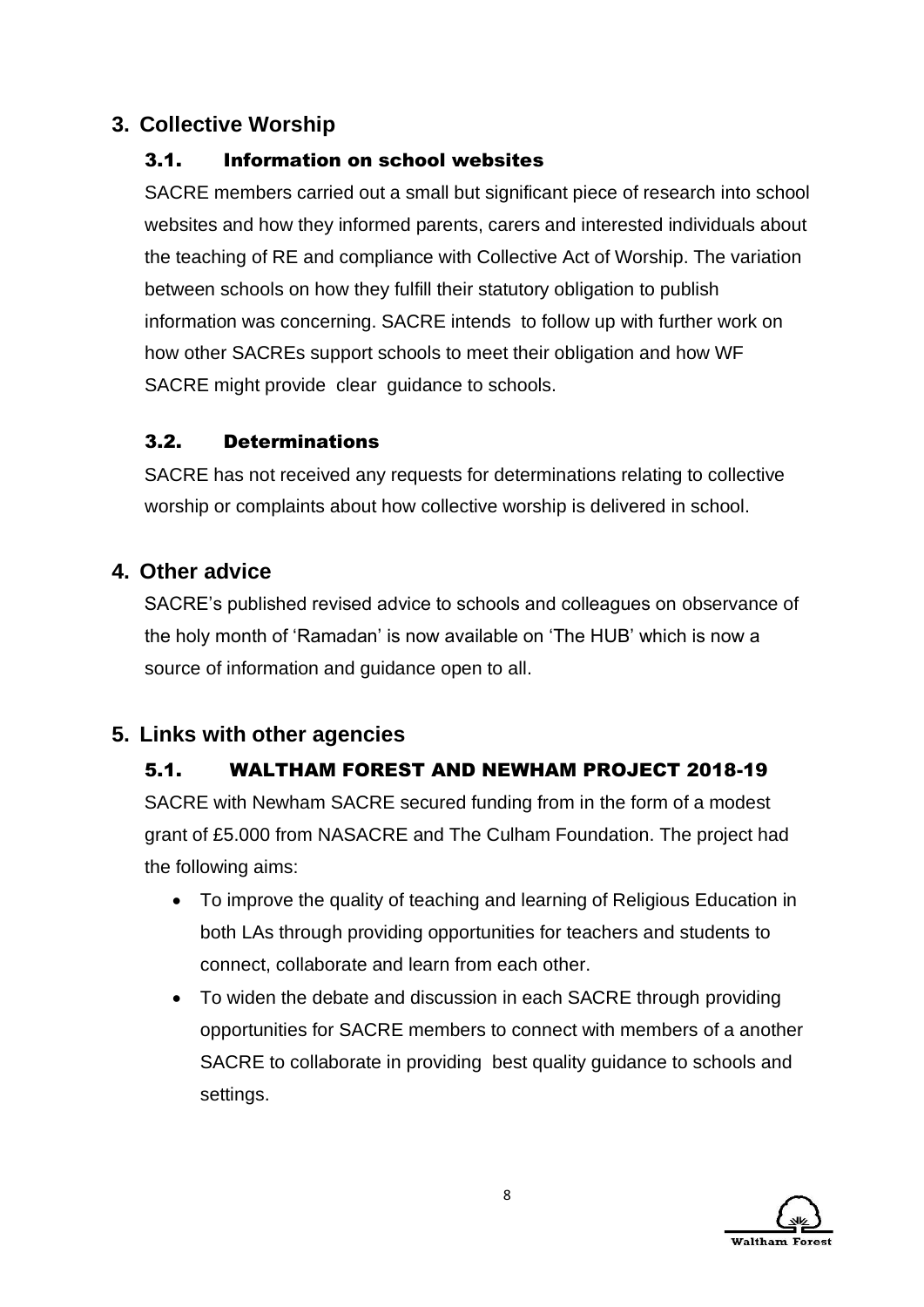## 3. Collective Worship

### 3.1. Information on school websites

SACRE members carried out a small but significant piece of research into school websites and how they informed parents, carers and interested individuals about the teaching of RE and compliance with Collective Act of Worship. The variation between schools on how they fulfill their statutory obligation to publish information was concerning. SACRE intends to follow up with further work on how other SACREs support schools to meet their obligation and how WF SACRE might provide clear guidance to schools.

### 3.2. Determinations

SACRE has not received any requests for determinations relating to collective worship or complaints about how collective worship is delivered in school.

## 4. Other advice

SACRE's published revised advice to schools and colleagues on observance of the holy month of 'Ramadan' is now available on 'The HUB' which is now a source of information and guidance open to all.

## 5. Links with other agencies

### 5.1. WALTHAM FOREST AND NEWHAM PROJECT 2018-19

SACRE with Newham SACRE secured funding from in the form of a modest grant of £5.000 from NASACRE and The Culham Foundation. The project had the following aims:

- To improve the quality of teaching and learning of Religious Education in both LAs through providing opportunities for teachers and students to connect, collaborate and learn from each other.
- To widen the debate and discussion in each SACRE through providing opportunities for SACRE members to connect with members of a another SACRE to collaborate in providing best quality guidance to schools and settings.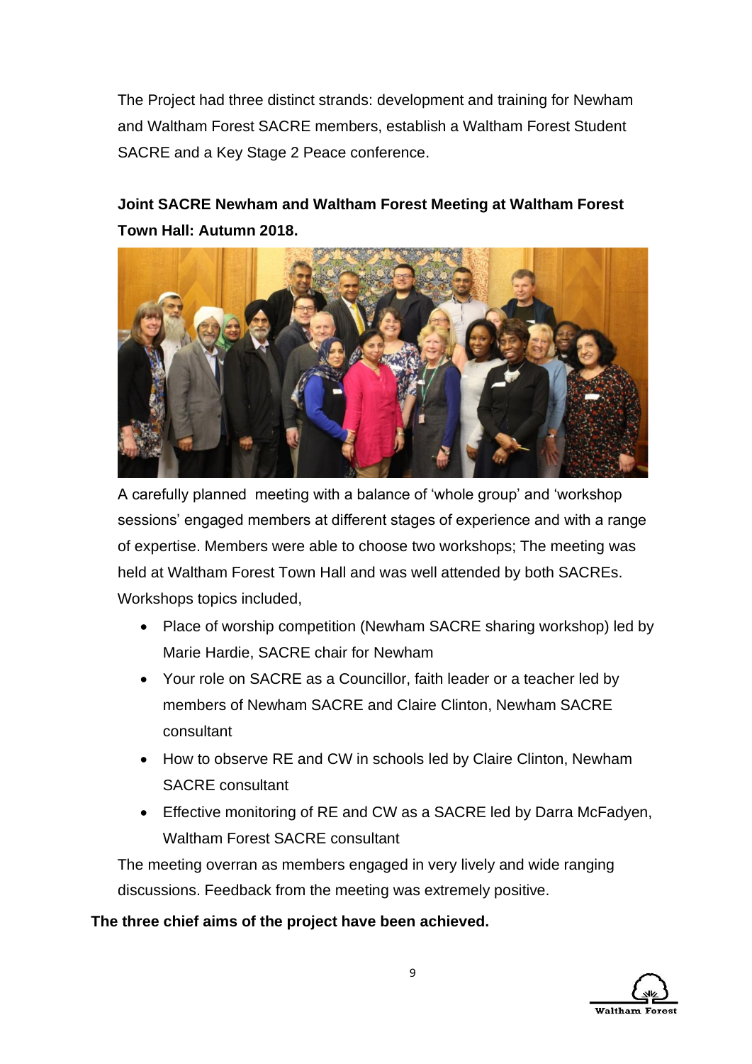The Project had three distinct strands: development and training for Newham and Waltham Forest SACRE members, establish a Waltham Forest Student SACRE and a Key Stage 2 Peace conference.

**Joint SACRE Newham and Waltham Forest Meeting at Waltham Forest Town Hall: Autumn 2018.**

A carefully planned meeting with a balance of 'whole group' and 'workshop sessions' engaged members at different stages of experience and with a range of expertise. Members were able to choose two workshops; The meeting was held at Waltham Forest Town Hall and was well attended by both SACREs. Workshops topics included,

- Place of worship competition (Newham SACRE sharing workshop) led by Marie Hardie, SACRE chair for Newham
- Your role on SACRE as a Councillor, faith leader or a teacher led by members of Newham SACRE and Claire Clinton, Newham SACRE consultant
- How to observe RE and CW in schools led by Claire Clinton, Newham SACRE consultant
- Effective monitoring of RE and CW as a SACRE led by Darra McFadyen, Waltham Forest SACRE consultant

The meeting overran as members engaged in very lively and wide ranging discussions. Feedback from the meeting was extremely positive.

**The three chief aims of the project have been achieved.**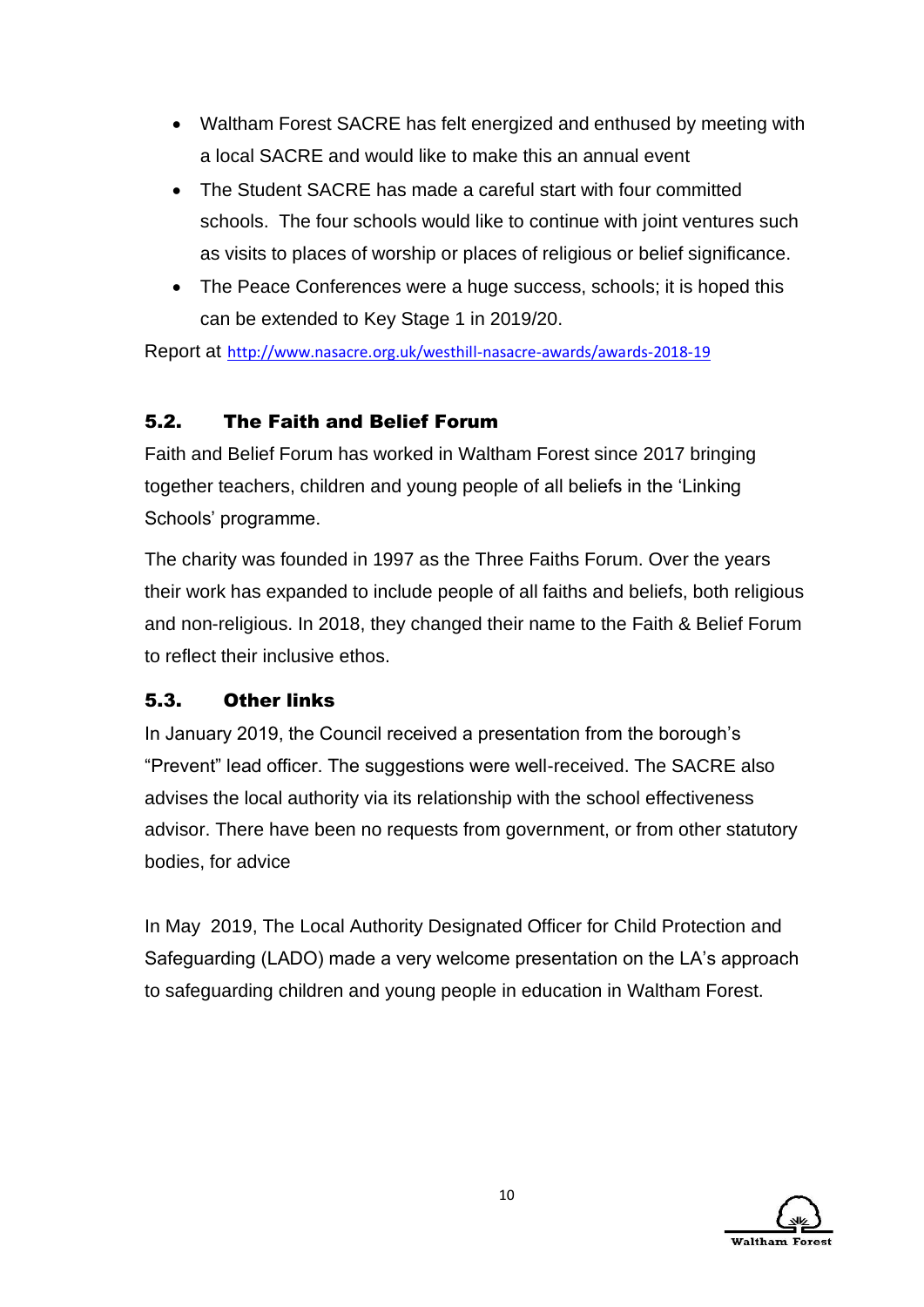- Waltham Forest SACRE has felt energized and enthused by meeting with a local SACRE and would like to make this an annual event
- The Student SACRE has made a careful start with four committed schools. The four schools would like to continue with joint ventures such as visits to places of worship or places of religious or belief significance.
- The Peace Conferences were a huge success, schools; it is hoped this can be extended to Key Stage 1 in 2019/20.

Report at http://www.nasacre.org.uk/westhill-nasacre-awards/awards-2018-19

### 5.2. The Faith and Belief Forum

Faith and Belief Forum has worked in Waltham Forest since 2017 bringing together teachers, children and young people of all beliefs in the 'Linking Schools' programme.

The charity was founded in 1997 as the Three Faiths Forum. Over the years their work has expanded to include people of all faiths and beliefs, both religious and non-religious. In 2018, they changed their name to the Faith & Belief Forum to reflect their inclusive ethos.

### 5.3. Other links

In January 2019, the Council received a presentation from the borough's "Prevent" lead officer. The suggestions were well-received. The SACRE also advises the local authority via its relationship with the school effectiveness advisor. There have been no requests from government, or from other statutory bodies, for advice

In May 2019, The Local Authority Designated Officer for Child Protection and Safeguarding (LADO) made a very welcome presentation on the LA's approach to safeguarding children and young people in education in Waltham Forest.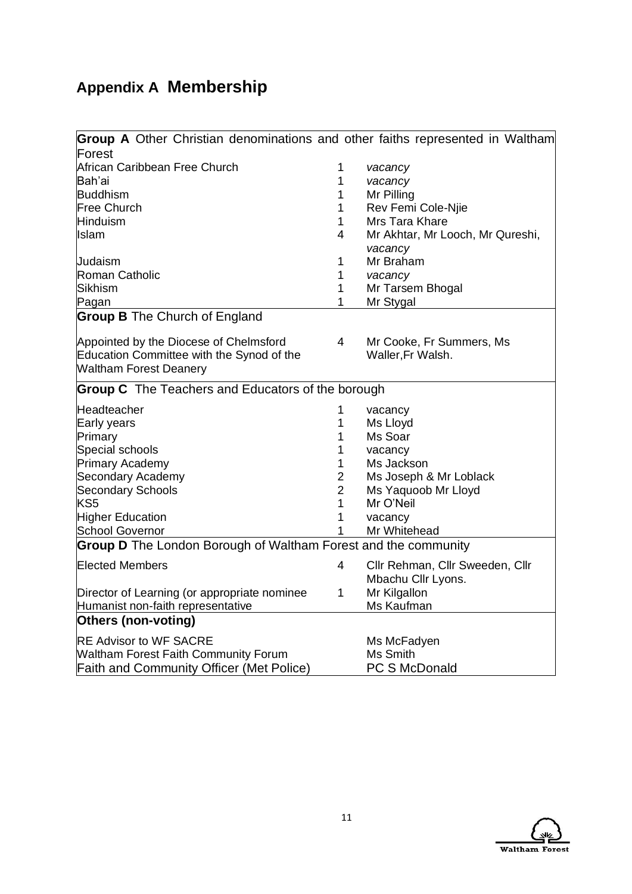# Appendix A Membership

| **Group A** Other Christian denominations and other faiths represented in Waltham Forest | | |
|---|---|---|
| African Caribbean Free Church | 1 | *vacancy* |
| Bah'ai | 1 | *vacancy* |
| Buddhism | 1 | Mr Pilling |
| Free Church | 1 | Rev Femi Cole-Njie |
| Hinduism | 1 | Mrs Tara Khare |
| Islam | 4 | Mr Akhtar, Mr Looch, Mr Qureshi, *vacancy* |
| Judaism | 1 | Mr Braham |
| Roman Catholic | 1 | *vacancy* |
| Sikhism | 1 | Mr Tarsem Bhogal |
| Pagan | 1 | Mr Stygal |
| **Group B** The Church of England | | |
| Appointed by the Diocese of Chelmsford Education Committee with the Synod of the Waltham Forest Deanery | 4 | Mr Cooke, Fr Summers, Ms Waller,Fr Walsh. |
| **Group C** The Teachers and Educators of the borough | | |
| Headteacher | 1 | vacancy |
| Early years | 1 | Ms Lloyd |
| Primary | 1 | Ms Soar |
| Special schools | 1 | vacancy |
| Primary Academy | 1 | Ms Jackson |
| Secondary Academy | 2 | Ms Joseph & Mr Loblack |
| Secondary Schools | 2 | Ms Yaquoob Mr Lloyd |
| KS5 | 1 | Mr O'Neil |
| Higher Education | 1 | vacancy |
| School Governor | 1 | Mr Whitehead |
| **Group D** The London Borough of Waltham Forest and the community | | |
| Elected Members | 4 | Cllr Rehman, Cllr Sweeden, Cllr Mbachu Cllr Lyons. |
| Director of Learning (or appropriate nominee | 1 | Mr Kilgallon |
| Humanist non-faith representative | | Ms Kaufman |
| **Others (non-voting)** | | |
| RE Advisor to WF SACRE | | Ms McFadyen |
| Waltham Forest Faith Community Forum | | Ms Smith |
| Faith and Community Officer (Met Police) | | PC S McDonald |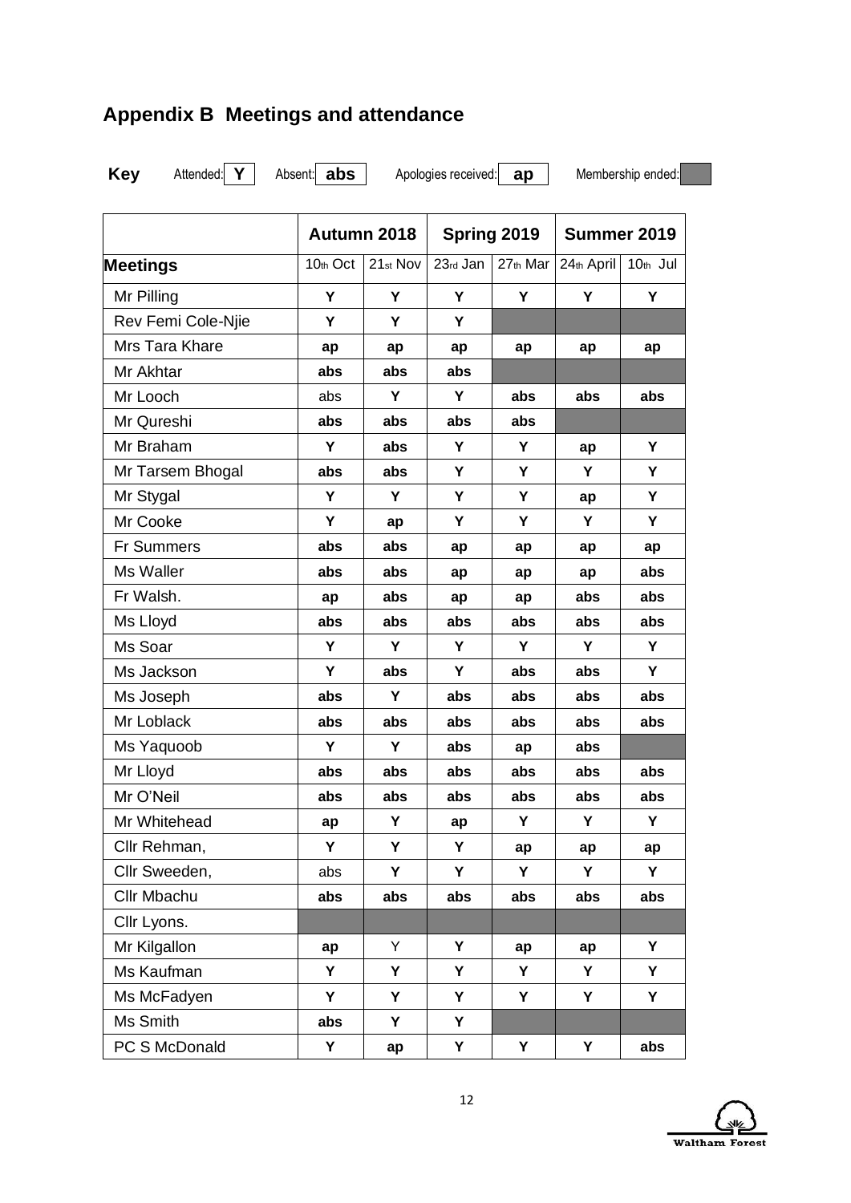## Appendix B Meetings and attendance

**Key** Attended: **Y** Absent: **abs** Apologies received: **ap** Membership ended: (shaded)

| | Autumn 2018 | | Spring 2019 | | Summer 2019 | |
|---|---|---|---|---|---|---|
| **Meetings** | 10th Oct | 21st Nov | 23rd Jan | 27th Mar | 24th April | 10th Jul |
| Mr Pilling | Y | Y | Y | Y | Y | Y |
| Rev Femi Cole-Njie | Y | Y | Y | | | |
| Mrs Tara Khare | ap | ap | ap | ap | ap | ap |
| Mr Akhtar | abs | abs | abs | | | |
| Mr Looch | abs | Y | Y | abs | abs | abs |
| Mr Qureshi | abs | abs | abs | abs | | |
| Mr Braham | Y | abs | Y | Y | ap | Y |
| Mr Tarsem Bhogal | abs | abs | Y | Y | Y | Y |
| Mr Stygal | Y | Y | Y | Y | ap | Y |
| Mr Cooke | Y | ap | Y | Y | Y | Y |
| Fr Summers | abs | abs | ap | ap | ap | ap |
| Ms Waller | abs | abs | ap | ap | ap | abs |
| Fr Walsh. | ap | abs | ap | ap | abs | abs |
| Ms Lloyd | abs | abs | abs | abs | abs | abs |
| Ms Soar | Y | Y | Y | Y | Y | Y |
| Ms Jackson | Y | abs | Y | abs | abs | Y |
| Ms Joseph | abs | Y | abs | abs | abs | abs |
| Mr Loblack | abs | abs | abs | abs | abs | abs |
| Ms Yaquoob | Y | Y | abs | ap | abs | |
| Mr Lloyd | abs | abs | abs | abs | abs | abs |
| Mr O'Neil | abs | abs | abs | abs | abs | abs |
| Mr Whitehead | ap | Y | ap | Y | Y | Y |
| Cllr Rehman, | Y | Y | Y | ap | ap | ap |
| Cllr Sweeden, | abs | Y | Y | Y | Y | Y |
| Cllr Mbachu | abs | abs | abs | abs | abs | abs |
| Cllr Lyons. | | | | | | |
| Mr Kilgallon | ap | Y | Y | ap | ap | Y |
| Ms Kaufman | Y | Y | Y | Y | Y | Y |
| Ms McFadyen | Y | Y | Y | Y | Y | Y |
| Ms Smith | abs | Y | Y | | | |
| PC S McDonald | Y | ap | Y | Y | Y | abs |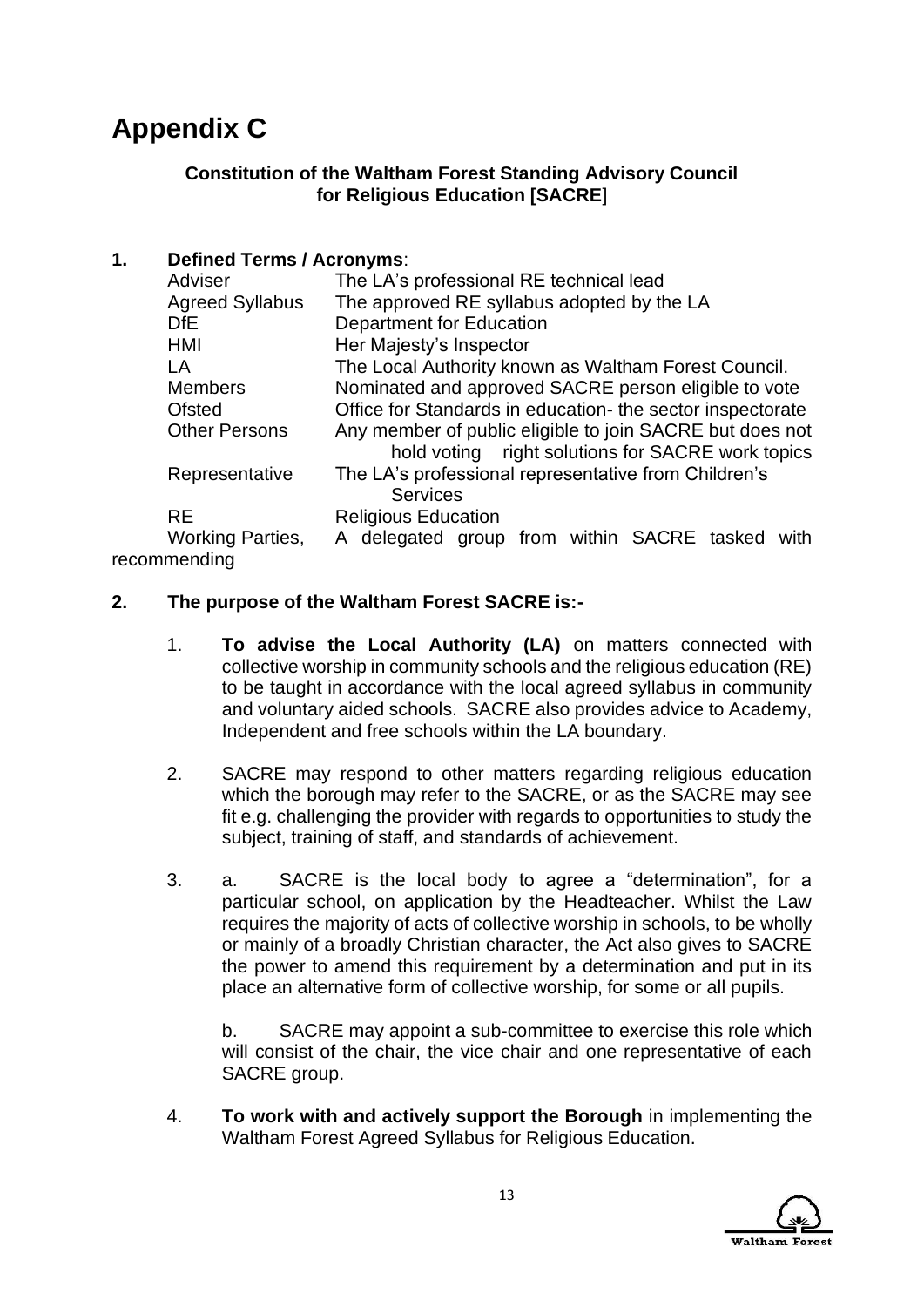# Appendix C

**Constitution of the Waltham Forest Standing Advisory Council for Religious Education [SACRE]**

## 1. Defined Terms / Acronyms:

| Term | Definition |
|---|---|
| Adviser | The LA's professional RE technical lead |
| Agreed Syllabus | The approved RE syllabus adopted by the LA |
| DfE | Department for Education |
| HMI | Her Majesty's Inspector |
| LA | The Local Authority known as Waltham Forest Council. |
| Members | Nominated and approved SACRE person eligible to vote |
| Ofsted | Office for Standards in education- the sector inspectorate |
| Other Persons | Any member of public eligible to join SACRE but does not hold voting right solutions for SACRE work topics |
| Representative | The LA's professional representative from Children's Services |
| RE | Religious Education |
| Working Parties, | A delegated group from within SACRE tasked with recommending |

## 2. The purpose of the Waltham Forest SACRE is:-

1. **To advise the Local Authority (LA)** on matters connected with collective worship in community schools and the religious education (RE) to be taught in accordance with the local agreed syllabus in community and voluntary aided schools. SACRE also provides advice to Academy, Independent and free schools within the LA boundary.

2. SACRE may respond to other matters regarding religious education which the borough may refer to the SACRE, or as the SACRE may see fit e.g. challenging the provider with regards to opportunities to study the subject, training of staff, and standards of achievement.

3. a. SACRE is the local body to agree a "determination", for a particular school, on application by the Headteacher. Whilst the Law requires the majority of acts of collective worship in schools, to be wholly or mainly of a broadly Christian character, the Act also gives to SACRE the power to amend this requirement by a determination and put in its place an alternative form of collective worship, for some or all pupils.

   b. SACRE may appoint a sub-committee to exercise this role which will consist of the chair, the vice chair and one representative of each SACRE group.

4. **To work with and actively support the Borough** in implementing the Waltham Forest Agreed Syllabus for Religious Education.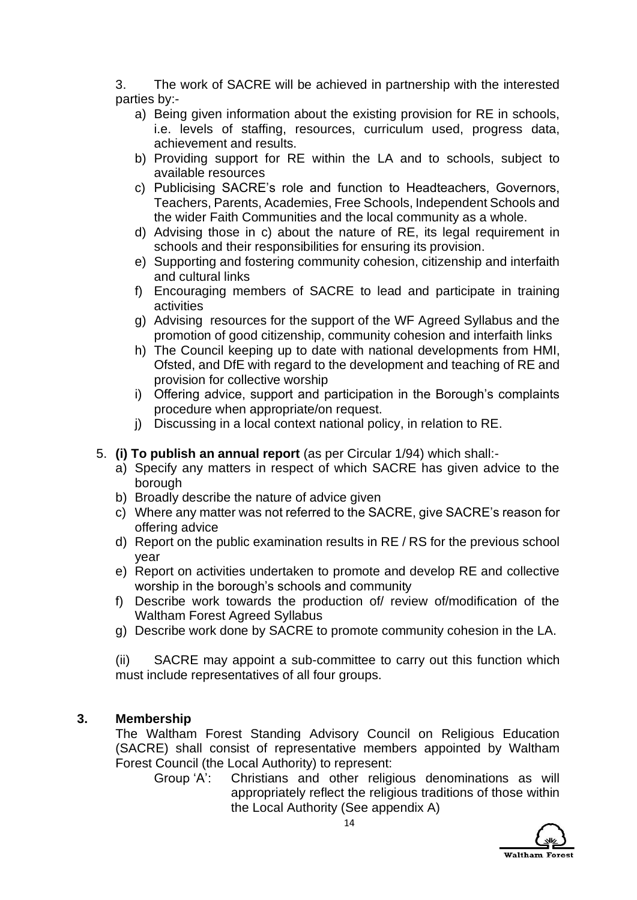3. The work of SACRE will be achieved in partnership with the interested parties by:-

a) Being given information about the existing provision for RE in schools, i.e. levels of staffing, resources, curriculum used, progress data, achievement and results.
b) Providing support for RE within the LA and to schools, subject to available resources
c) Publicising SACRE's role and function to Headteachers, Governors, Teachers, Parents, Academies, Free Schools, Independent Schools and the wider Faith Communities and the local community as a whole.
d) Advising those in c) about the nature of RE, its legal requirement in schools and their responsibilities for ensuring its provision.
e) Supporting and fostering community cohesion, citizenship and interfaith and cultural links
f) Encouraging members of SACRE to lead and participate in training activities
g) Advising resources for the support of the WF Agreed Syllabus and the promotion of good citizenship, community cohesion and interfaith links
h) The Council keeping up to date with national developments from HMI, Ofsted, and DfE with regard to the development and teaching of RE and provision for collective worship
i) Offering advice, support and participation in the Borough's complaints procedure when appropriate/on request.
j) Discussing in a local context national policy, in relation to RE.

5. **(i) To publish an annual report** (as per Circular 1/94) which shall:-

a) Specify any matters in respect of which SACRE has given advice to the borough
b) Broadly describe the nature of advice given
c) Where any matter was not referred to the SACRE, give SACRE's reason for offering advice
d) Report on the public examination results in RE / RS for the previous school year
e) Report on activities undertaken to promote and develop RE and collective worship in the borough's schools and community
f) Describe work towards the production of/ review of/modification of the Waltham Forest Agreed Syllabus
g) Describe work done by SACRE to promote community cohesion in the LA.

(ii) SACRE may appoint a sub-committee to carry out this function which must include representatives of all four groups.

## 3. Membership

The Waltham Forest Standing Advisory Council on Religious Education (SACRE) shall consist of representative members appointed by Waltham Forest Council (the Local Authority) to represent:

Group 'A': Christians and other religious denominations as will appropriately reflect the religious traditions of those within the Local Authority (See appendix A)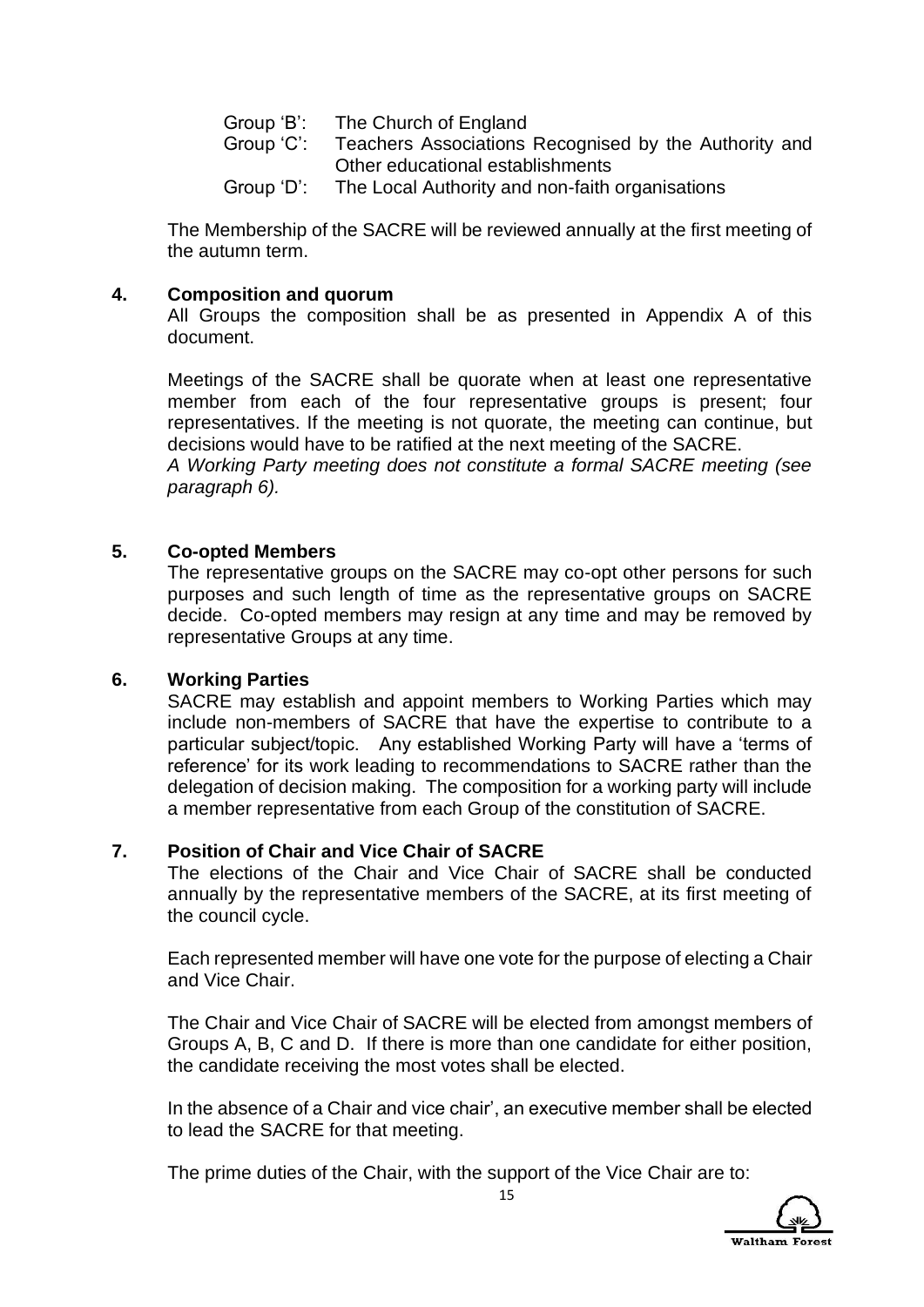Group 'B': The Church of England
Group 'C': Teachers Associations Recognised by the Authority and Other educational establishments
Group 'D': The Local Authority and non-faith organisations

The Membership of the SACRE will be reviewed annually at the first meeting of the autumn term.

## 4. Composition and quorum

All Groups the composition shall be as presented in Appendix A of this document.

Meetings of the SACRE shall be quorate when at least one representative member from each of the four representative groups is present; four representatives. If the meeting is not quorate, the meeting can continue, but decisions would have to be ratified at the next meeting of the SACRE.
*A Working Party meeting does not constitute a formal SACRE meeting (see paragraph 6).*

## 5. Co-opted Members

The representative groups on the SACRE may co-opt other persons for such purposes and such length of time as the representative groups on SACRE decide. Co-opted members may resign at any time and may be removed by representative Groups at any time.

## 6. Working Parties

SACRE may establish and appoint members to Working Parties which may include non-members of SACRE that have the expertise to contribute to a particular subject/topic. Any established Working Party will have a 'terms of reference' for its work leading to recommendations to SACRE rather than the delegation of decision making. The composition for a working party will include a member representative from each Group of the constitution of SACRE.

## 7. Position of Chair and Vice Chair of SACRE

The elections of the Chair and Vice Chair of SACRE shall be conducted annually by the representative members of the SACRE, at its first meeting of the council cycle.

Each represented member will have one vote for the purpose of electing a Chair and Vice Chair.

The Chair and Vice Chair of SACRE will be elected from amongst members of Groups A, B, C and D. If there is more than one candidate for either position, the candidate receiving the most votes shall be elected.

In the absence of a Chair and vice chair', an executive member shall be elected to lead the SACRE for that meeting.

The prime duties of the Chair, with the support of the Vice Chair are to: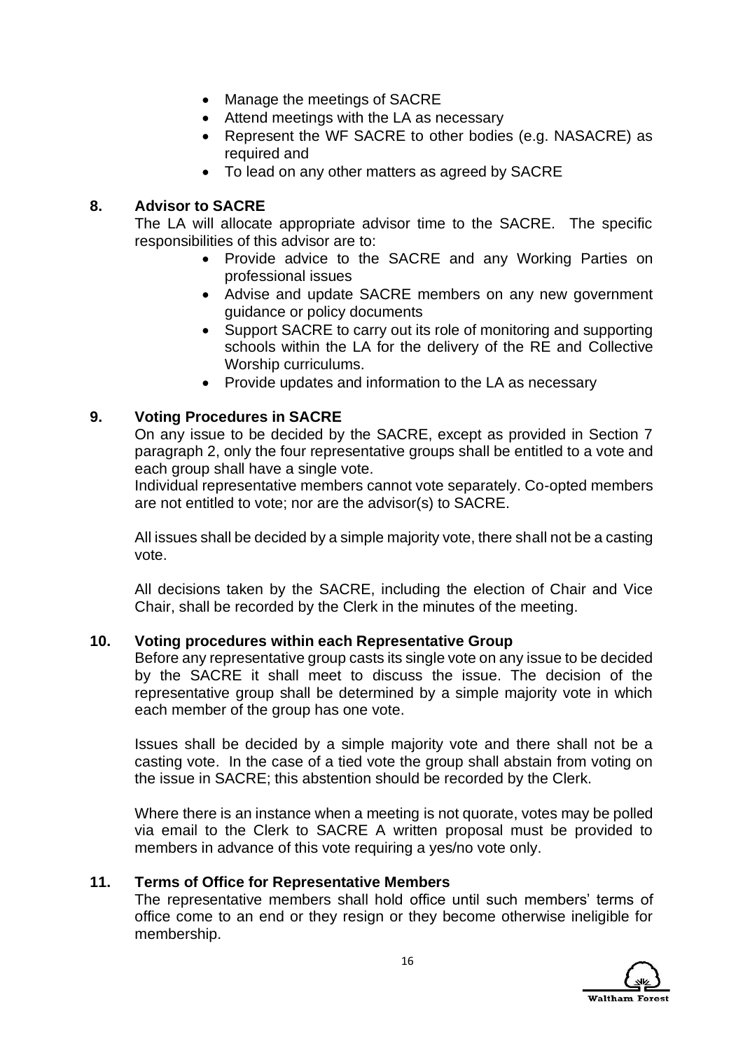- Manage the meetings of SACRE
- Attend meetings with the LA as necessary
- Represent the WF SACRE to other bodies (e.g. NASACRE) as required and
- To lead on any other matters as agreed by SACRE

## 8. Advisor to SACRE

The LA will allocate appropriate advisor time to the SACRE. The specific responsibilities of this advisor are to:

- Provide advice to the SACRE and any Working Parties on professional issues
- Advise and update SACRE members on any new government guidance or policy documents
- Support SACRE to carry out its role of monitoring and supporting schools within the LA for the delivery of the RE and Collective Worship curriculums.
- Provide updates and information to the LA as necessary

## 9. Voting Procedures in SACRE

On any issue to be decided by the SACRE, except as provided in Section 7 paragraph 2, only the four representative groups shall be entitled to a vote and each group shall have a single vote.

Individual representative members cannot vote separately. Co-opted members are not entitled to vote; nor are the advisor(s) to SACRE.

All issues shall be decided by a simple majority vote, there shall not be a casting vote.

All decisions taken by the SACRE, including the election of Chair and Vice Chair, shall be recorded by the Clerk in the minutes of the meeting.

## 10. Voting procedures within each Representative Group

Before any representative group casts its single vote on any issue to be decided by the SACRE it shall meet to discuss the issue. The decision of the representative group shall be determined by a simple majority vote in which each member of the group has one vote.

Issues shall be decided by a simple majority vote and there shall not be a casting vote. In the case of a tied vote the group shall abstain from voting on the issue in SACRE; this abstention should be recorded by the Clerk.

Where there is an instance when a meeting is not quorate, votes may be polled via email to the Clerk to SACRE A written proposal must be provided to members in advance of this vote requiring a yes/no vote only.

## 11. Terms of Office for Representative Members

The representative members shall hold office until such members' terms of office come to an end or they resign or they become otherwise ineligible for membership.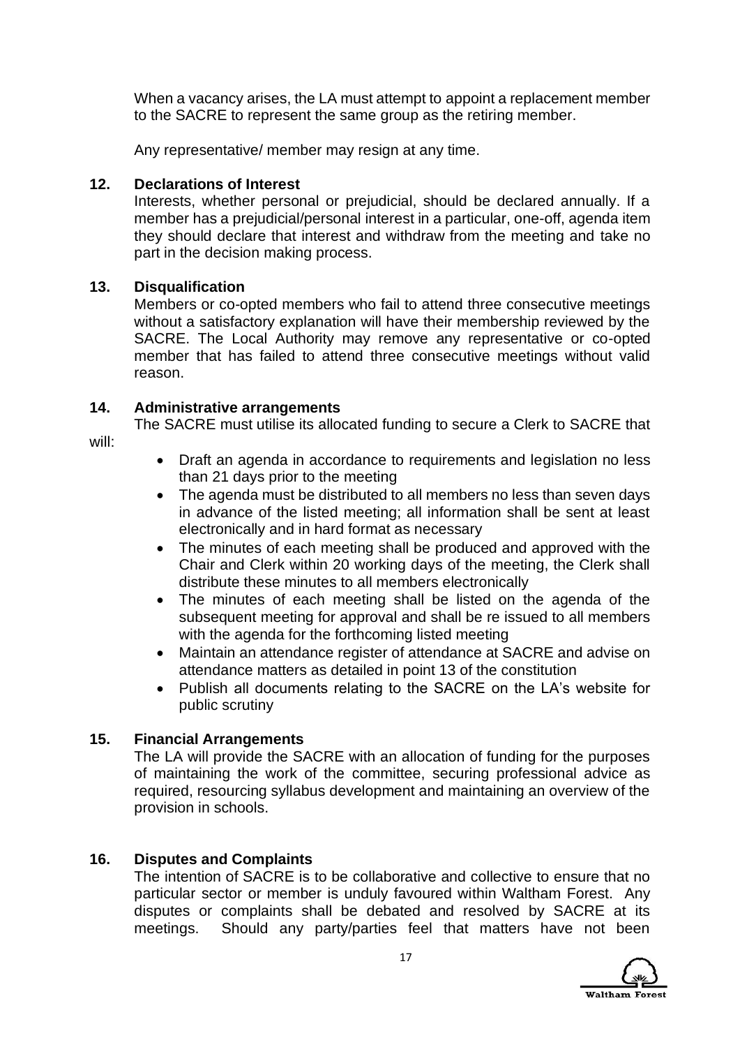When a vacancy arises, the LA must attempt to appoint a replacement member to the SACRE to represent the same group as the retiring member.

Any representative/ member may resign at any time.

## 12. Declarations of Interest

Interests, whether personal or prejudicial, should be declared annually. If a member has a prejudicial/personal interest in a particular, one-off, agenda item they should declare that interest and withdraw from the meeting and take no part in the decision making process.

## 13. Disqualification

Members or co-opted members who fail to attend three consecutive meetings without a satisfactory explanation will have their membership reviewed by the SACRE. The Local Authority may remove any representative or co-opted member that has failed to attend three consecutive meetings without valid reason.

## 14. Administrative arrangements

The SACRE must utilise its allocated funding to secure a Clerk to SACRE that will:

- Draft an agenda in accordance to requirements and legislation no less than 21 days prior to the meeting
- The agenda must be distributed to all members no less than seven days in advance of the listed meeting; all information shall be sent at least electronically and in hard format as necessary
- The minutes of each meeting shall be produced and approved with the Chair and Clerk within 20 working days of the meeting, the Clerk shall distribute these minutes to all members electronically
- The minutes of each meeting shall be listed on the agenda of the subsequent meeting for approval and shall be re issued to all members with the agenda for the forthcoming listed meeting
- Maintain an attendance register of attendance at SACRE and advise on attendance matters as detailed in point 13 of the constitution
- Publish all documents relating to the SACRE on the LA's website for public scrutiny

## 15. Financial Arrangements

The LA will provide the SACRE with an allocation of funding for the purposes of maintaining the work of the committee, securing professional advice as required, resourcing syllabus development and maintaining an overview of the provision in schools.

## 16. Disputes and Complaints

The intention of SACRE is to be collaborative and collective to ensure that no particular sector or member is unduly favoured within Waltham Forest. Any disputes or complaints shall be debated and resolved by SACRE at its meetings. Should any party/parties feel that matters have not been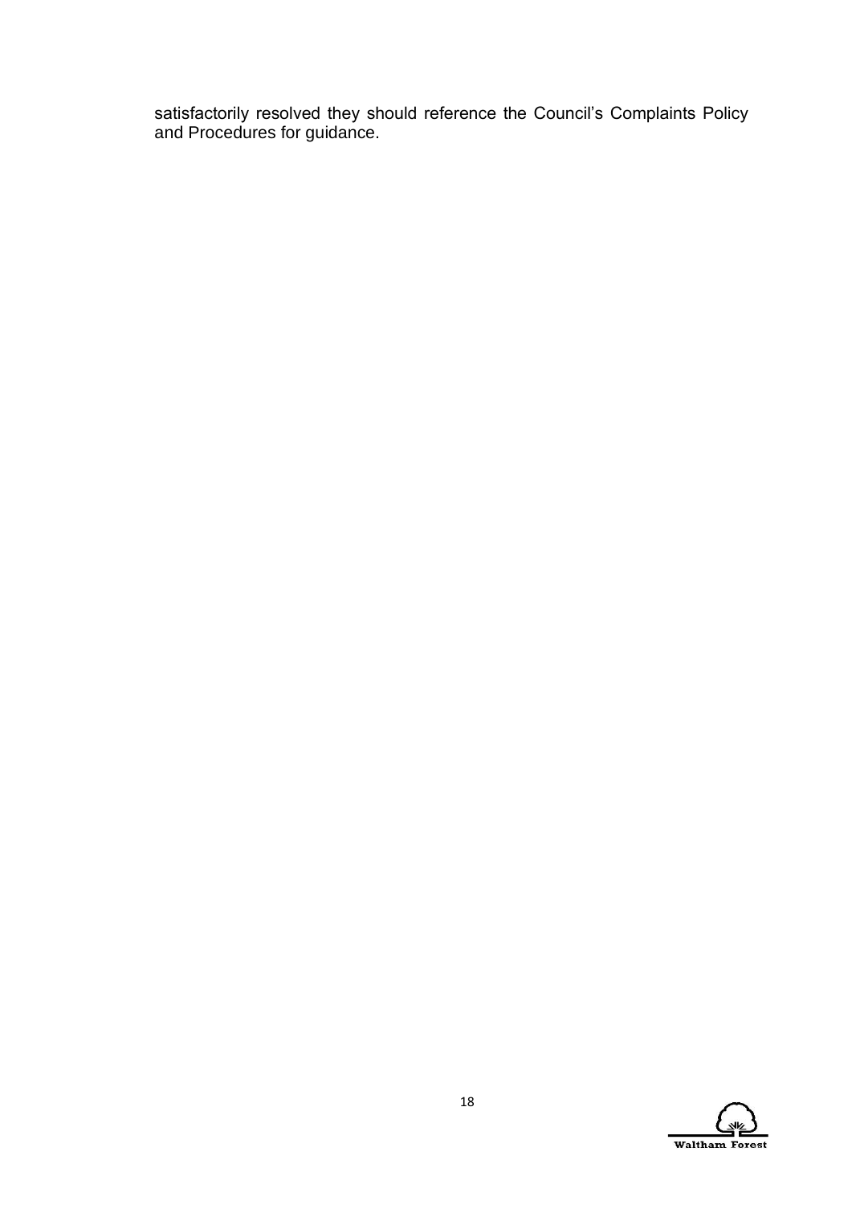satisfactorily resolved they should reference the Council's Complaints Policy and Procedures for guidance.